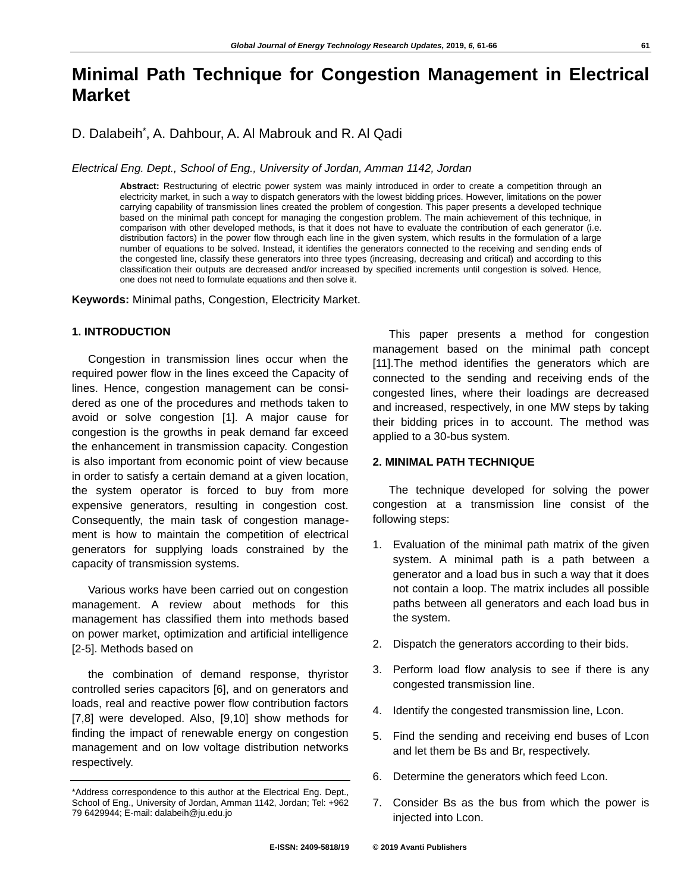# Minimal Path Technique for Congestion Management in Electrical Market

D. Dalabeih*, A. Dahbour, A. Al Mabrouk and R. Al Qadi

*Electrical Eng. Dept., School of Eng., University of Jordan, Amman 1142, Jordan*

**Abstract:** Restructuring of electric power system was mainly introduced in order to create a competition through an electricity market, in such a way to dispatch generators with the lowest bidding prices. However, limitations on the power carrying capability of transmission lines created the problem of congestion. This paper presents a developed technique based on the minimal path concept for managing the congestion problem. The main achievement of this technique, in comparison with other developed methods, is that it does not have to evaluate the contribution of each generator (i.e. distribution factors) in the power flow through each line in the given system, which results in the formulation of a large number of equations to be solved. Instead, it identifies the generators connected to the receiving and sending ends of the congested line, classify these generators into three types (increasing, decreasing and critical) and according to this classification their outputs are decreased and/or increased by specified increments until congestion is solved. Hence, one does not need to formulate equations and then solve it.

**Keywords:** Minimal paths, Congestion, Electricity Market.

## 1. INTRODUCTION

Congestion in transmission lines occur when the required power flow in the lines exceed the Capacity of lines. Hence, congestion management can be considered as one of the procedures and methods taken to avoid or solve congestion [1]. A major cause for congestion is the growths in peak demand far exceed the enhancement in transmission capacity. Congestion is also important from economic point of view because in order to satisfy a certain demand at a given location, the system operator is forced to buy from more expensive generators, resulting in congestion cost. Consequently, the main task of congestion management is how to maintain the competition of electrical generators for supplying loads constrained by the capacity of transmission systems.

Various works have been carried out on congestion management. A review about methods for this management has classified them into methods based on power market, optimization and artificial intelligence [2-5]. Methods based on

the combination of demand response, thyristor controlled series capacitors [6], and on generators and loads, real and reactive power flow contribution factors [7,8] were developed. Also, [9,10] show methods for finding the impact of renewable energy on congestion management and on low voltage distribution networks respectively.

This paper presents a method for congestion management based on the minimal path concept [11].The method identifies the generators which are connected to the sending and receiving ends of the congested lines, where their loadings are decreased and increased, respectively, in one MW steps by taking their bidding prices in to account. The method was applied to a 30-bus system.

## 2. MINIMAL PATH TECHNIQUE

The technique developed for solving the power congestion at a transmission line consist of the following steps:

1. Evaluation of the minimal path matrix of the given system. A minimal path is a path between a generator and a load bus in such a way that it does not contain a loop. The matrix includes all possible paths between all generators and each load bus in the system.
2. Dispatch the generators according to their bids.
3. Perform load flow analysis to see if there is any congested transmission line.
4. Identify the congested transmission line, Lcon.
5. Find the sending and receiving end buses of Lcon and let them be Bs and Br, respectively.
6. Determine the generators which feed Lcon.
7. Consider Bs as the bus from which the power is injected into Lcon.

---

*Address correspondence to this author at the Electrical Eng. Dept., School of Eng., University of Jordan, Amman 1142, Jordan; Tel: +962 79 6429944; E-mail: dalabeih@ju.edu.jo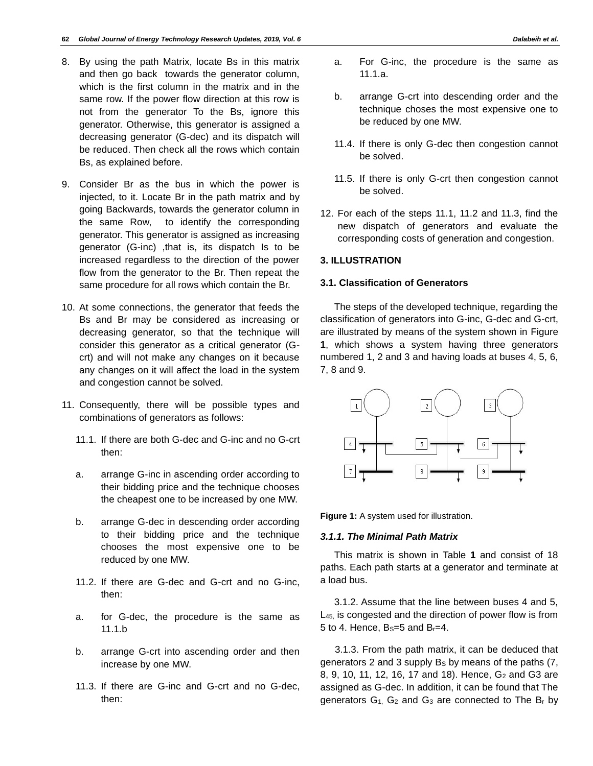8. By using the path Matrix, locate Bs in this matrix and then go back towards the generator column, which is the first column in the matrix and in the same row. If the power flow direction at this row is not from the generator To the Bs, ignore this generator. Otherwise, this generator is assigned a decreasing generator (G-dec) and its dispatch will be reduced. Then check all the rows which contain Bs, as explained before.

9. Consider Br as the bus in which the power is injected, to it. Locate Br in the path matrix and by going Backwards, towards the generator column in the same Row, to identify the corresponding generator. This generator is assigned as increasing generator (G-inc) ,that is, its dispatch Is to be increased regardless to the direction of the power flow from the generator to the Br. Then repeat the same procedure for all rows which contain the Br.

10. At some connections, the generator that feeds the Bs and Br may be considered as increasing or decreasing generator, so that the technique will consider this generator as a critical generator (G-crt) and will not make any changes on it because any changes on it will affect the load in the system and congestion cannot be solved.

11. Consequently, there will be possible types and combinations of generators as follows:

    11.1. If there are both G-dec and G-inc and no G-crt then:

    a. arrange G-inc in ascending order according to their bidding price and the technique chooses the cheapest one to be increased by one MW.

    b. arrange G-dec in descending order according to their bidding price and the technique chooses the most expensive one to be reduced by one MW.

    11.2. If there are G-dec and G-crt and no G-inc, then:

    a. for G-dec, the procedure is the same as 11.1.b

    b. arrange G-crt into ascending order and then increase by one MW.

    11.3. If there are G-inc and G-crt and no G-dec, then:

    a. For G-inc, the procedure is the same as 11.1.a.

    b. arrange G-crt into descending order and the technique choses the most expensive one to be reduced by one MW.

    11.4. If there is only G-dec then congestion cannot be solved.

    11.5. If there is only G-crt then congestion cannot be solved.

12. For each of the steps 11.1, 11.2 and 11.3, find the new dispatch of generators and evaluate the corresponding costs of generation and congestion.

## 3. ILLUSTRATION

### 3.1. Classification of Generators

The steps of the developed technique, regarding the classification of generators into G-inc, G-dec and G-crt, are illustrated by means of the system shown in Figure **1**, which shows a system having three generators numbered 1, 2 and 3 and having loads at buses 4, 5, 6, 7, 8 and 9.

**Figure 1:** A system used for illustration.

#### *3.1.1. The Minimal Path Matrix*

This matrix is shown in Table **1** and consist of 18 paths. Each path starts at a generator and terminate at a load bus.

3.1.2. Assume that the line between buses 4 and 5, $L_{45}$, is congested and the direction of power flow is from 5 to 4. Hence, $B_S$=5 and $B_r$=4.

3.1.3. From the path matrix, it can be deduced that generators 2 and 3 supply $B_S$ by means of the paths (7, 8, 9, 10, 11, 12, 16, 17 and 18). Hence, $G_2$ and G3 are assigned as G-dec. In addition, it can be found that The generators $G_1$, $G_2$ and $G_3$ are connected to The $B_r$ by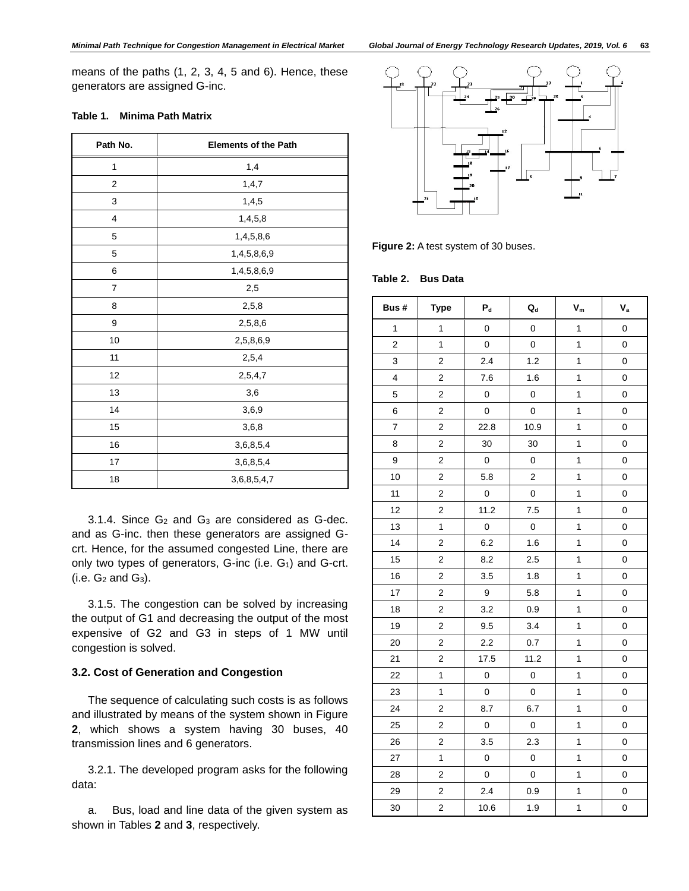means of the paths (1, 2, 3, 4, 5 and 6). Hence, these generators are assigned G-inc.

**Table 1. Minima Path Matrix**

| Path No. | Elements of the Path |
|---|---|
| 1 | 1,4 |
| 2 | 1,4,7 |
| 3 | 1,4,5 |
| 4 | 1,4,5,8 |
| 5 | 1,4,5,8,6 |
| 5 | 1,4,5,8,6,9 |
| 6 | 1,4,5,8,6,9 |
| 7 | 2,5 |
| 8 | 2,5,8 |
| 9 | 2,5,8,6 |
| 10 | 2,5,8,6,9 |
| 11 | 2,5,4 |
| 12 | 2,5,4,7 |
| 13 | 3,6 |
| 14 | 3,6,9 |
| 15 | 3,6,8 |
| 16 | 3,6,8,5,4 |
| 17 | 3,6,8,5,4 |
| 18 | 3,6,8,5,4,7 |

3.1.4. Since $G_2$ and $G_3$ are considered as G-dec. and as G-inc. then these generators are assigned G-crt. Hence, for the assumed congested Line, there are only two types of generators, G-inc (i.e. $G_1$) and G-crt. (i.e. $G_2$ and $G_3$).

3.1.5. The congestion can be solved by increasing the output of G1 and decreasing the output of the most expensive of G2 and G3 in steps of 1 MW until congestion is solved.

### 3.2. Cost of Generation and Congestion

The sequence of calculating such costs is as follows and illustrated by means of the system shown in Figure **2**, which shows a system having 30 buses, 40 transmission lines and 6 generators.

3.2.1. The developed program asks for the following data:

a. Bus, load and line data of the given system as shown in Tables **2** and **3**, respectively.

**Figure 2:** A test system of 30 buses.

**Table 2. Bus Data**

| Bus # | Type | $P_d$ | $Q_d$ | $V_m$ | $V_a$ |
|---|---|---|---|---|---|
| 1 | 1 | 0 | 0 | 1 | 0 |
| 2 | 1 | 0 | 0 | 1 | 0 |
| 3 | 2 | 2.4 | 1.2 | 1 | 0 |
| 4 | 2 | 7.6 | 1.6 | 1 | 0 |
| 5 | 2 | 0 | 0 | 1 | 0 |
| 6 | 2 | 0 | 0 | 1 | 0 |
| 7 | 2 | 22.8 | 10.9 | 1 | 0 |
| 8 | 2 | 30 | 30 | 1 | 0 |
| 9 | 2 | 0 | 0 | 1 | 0 |
| 10 | 2 | 5.8 | 2 | 1 | 0 |
| 11 | 2 | 0 | 0 | 1 | 0 |
| 12 | 2 | 11.2 | 7.5 | 1 | 0 |
| 13 | 1 | 0 | 0 | 1 | 0 |
| 14 | 2 | 6.2 | 1.6 | 1 | 0 |
| 15 | 2 | 8.2 | 2.5 | 1 | 0 |
| 16 | 2 | 3.5 | 1.8 | 1 | 0 |
| 17 | 2 | 9 | 5.8 | 1 | 0 |
| 18 | 2 | 3.2 | 0.9 | 1 | 0 |
| 19 | 2 | 9.5 | 3.4 | 1 | 0 |
| 20 | 2 | 2.2 | 0.7 | 1 | 0 |
| 21 | 2 | 17.5 | 11.2 | 1 | 0 |
| 22 | 1 | 0 | 0 | 1 | 0 |
| 23 | 1 | 0 | 0 | 1 | 0 |
| 24 | 2 | 8.7 | 6.7 | 1 | 0 |
| 25 | 2 | 0 | 0 | 1 | 0 |
| 26 | 2 | 3.5 | 2.3 | 1 | 0 |
| 27 | 1 | 0 | 0 | 1 | 0 |
| 28 | 2 | 0 | 0 | 1 | 0 |
| 29 | 2 | 2.4 | 0.9 | 1 | 0 |
| 30 | 2 | 10.6 | 1.9 | 1 | 0 |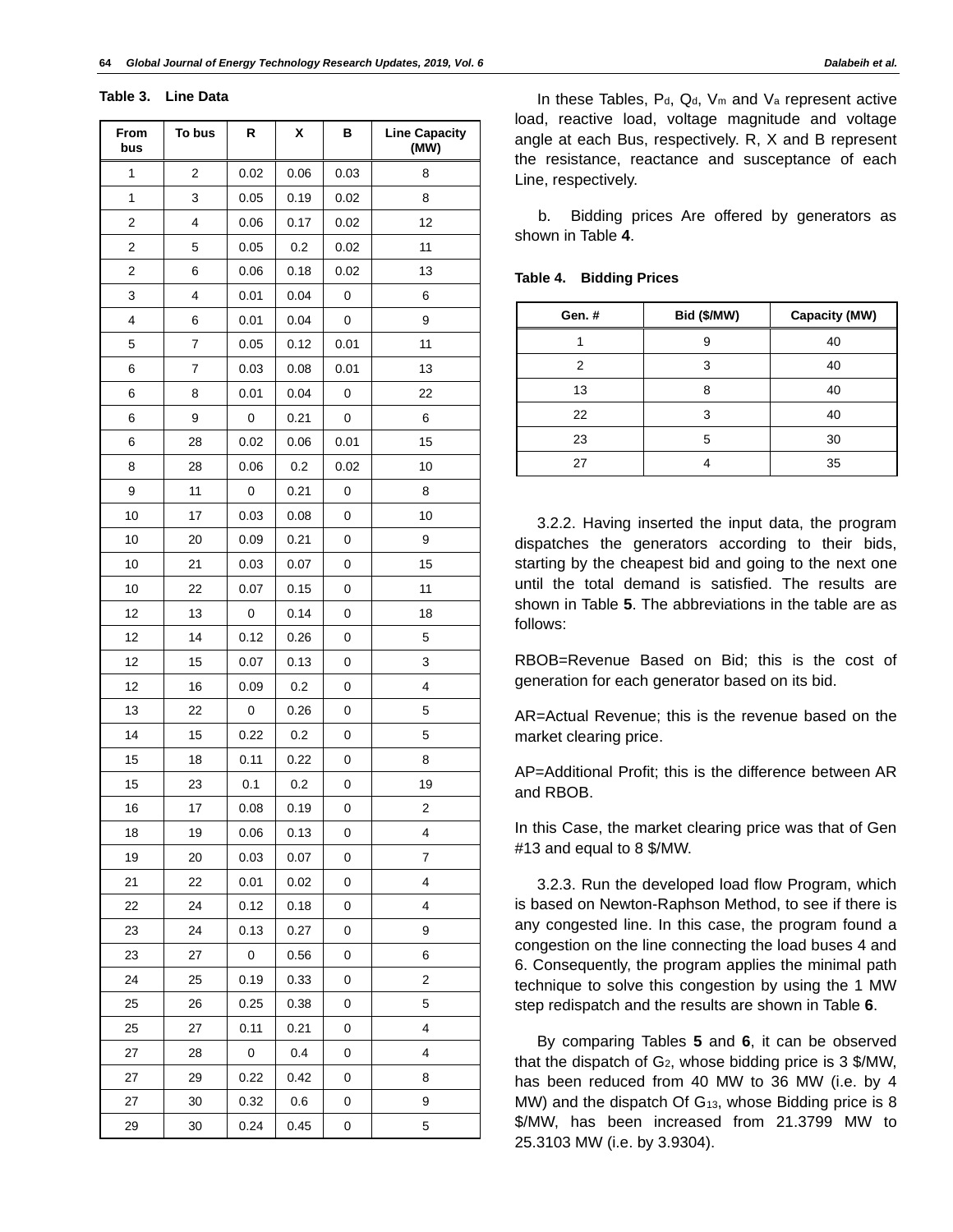**Table 3. Line Data**

| From bus | To bus | R | X | B | Line Capacity (MW) |
|---|---|---|---|---|---|
| 1 | 2 | 0.02 | 0.06 | 0.03 | 8 |
| 1 | 3 | 0.05 | 0.19 | 0.02 | 8 |
| 2 | 4 | 0.06 | 0.17 | 0.02 | 12 |
| 2 | 5 | 0.05 | 0.2 | 0.02 | 11 |
| 2 | 6 | 0.06 | 0.18 | 0.02 | 13 |
| 3 | 4 | 0.01 | 0.04 | 0 | 6 |
| 4 | 6 | 0.01 | 0.04 | 0 | 9 |
| 5 | 7 | 0.05 | 0.12 | 0.01 | 11 |
| 6 | 7 | 0.03 | 0.08 | 0.01 | 13 |
| 6 | 8 | 0.01 | 0.04 | 0 | 22 |
| 6 | 9 | 0 | 0.21 | 0 | 6 |
| 6 | 28 | 0.02 | 0.06 | 0.01 | 15 |
| 8 | 28 | 0.06 | 0.2 | 0.02 | 10 |
| 9 | 11 | 0 | 0.21 | 0 | 8 |
| 10 | 17 | 0.03 | 0.08 | 0 | 10 |
| 10 | 20 | 0.09 | 0.21 | 0 | 9 |
| 10 | 21 | 0.03 | 0.07 | 0 | 15 |
| 10 | 22 | 0.07 | 0.15 | 0 | 11 |
| 12 | 13 | 0 | 0.14 | 0 | 18 |
| 12 | 14 | 0.12 | 0.26 | 0 | 5 |
| 12 | 15 | 0.07 | 0.13 | 0 | 3 |
| 12 | 16 | 0.09 | 0.2 | 0 | 4 |
| 13 | 22 | 0 | 0.26 | 0 | 5 |
| 14 | 15 | 0.22 | 0.2 | 0 | 5 |
| 15 | 18 | 0.11 | 0.22 | 0 | 8 |
| 15 | 23 | 0.1 | 0.2 | 0 | 19 |
| 16 | 17 | 0.08 | 0.19 | 0 | 2 |
| 18 | 19 | 0.06 | 0.13 | 0 | 4 |
| 19 | 20 | 0.03 | 0.07 | 0 | 7 |
| 21 | 22 | 0.01 | 0.02 | 0 | 4 |
| 22 | 24 | 0.12 | 0.18 | 0 | 4 |
| 23 | 24 | 0.13 | 0.27 | 0 | 9 |
| 23 | 27 | 0 | 0.56 | 0 | 6 |
| 24 | 25 | 0.19 | 0.33 | 0 | 2 |
| 25 | 26 | 0.25 | 0.38 | 0 | 5 |
| 25 | 27 | 0.11 | 0.21 | 0 | 4 |
| 27 | 28 | 0 | 0.4 | 0 | 4 |
| 27 | 29 | 0.22 | 0.42 | 0 | 8 |
| 27 | 30 | 0.32 | 0.6 | 0 | 9 |
| 29 | 30 | 0.24 | 0.45 | 0 | 5 |

In these Tables, $P_d$, $Q_d$, $V_m$ and $V_a$ represent active load, reactive load, voltage magnitude and voltage angle at each Bus, respectively. R, X and B represent the resistance, reactance and susceptance of each Line, respectively.

b. Bidding prices Are offered by generators as shown in Table **4**.

**Table 4. Bidding Prices**

| Gen. # | Bid ($/MW) | Capacity (MW) |
|---|---|---|
| 1 | 9 | 40 |
| 2 | 3 | 40 |
| 13 | 8 | 40 |
| 22 | 3 | 40 |
| 23 | 5 | 30 |
| 27 | 4 | 35 |

3.2.2. Having inserted the input data, the program dispatches the generators according to their bids, starting by the cheapest bid and going to the next one until the total demand is satisfied. The results are shown in Table **5**. The abbreviations in the table are as follows:

RBOB=Revenue Based on Bid; this is the cost of generation for each generator based on its bid.

AR=Actual Revenue; this is the revenue based on the market clearing price.

AP=Additional Profit; this is the difference between AR and RBOB.

In this Case, the market clearing price was that of Gen #13 and equal to 8 $/MW.

3.2.3. Run the developed load flow Program, which is based on Newton-Raphson Method, to see if there is any congested line. In this case, the program found a congestion on the line connecting the load buses 4 and 6. Consequently, the program applies the minimal path technique to solve this congestion by using the 1 MW step redispatch and the results are shown in Table **6**.

By comparing Tables **5** and **6**, it can be observed that the dispatch of $G_2$, whose bidding price is 3 $/MW, has been reduced from 40 MW to 36 MW (i.e. by 4 MW) and the dispatch Of $G_{13}$, whose Bidding price is 8 $/MW, has been increased from 21.3799 MW to 25.3103 MW (i.e. by 3.9304).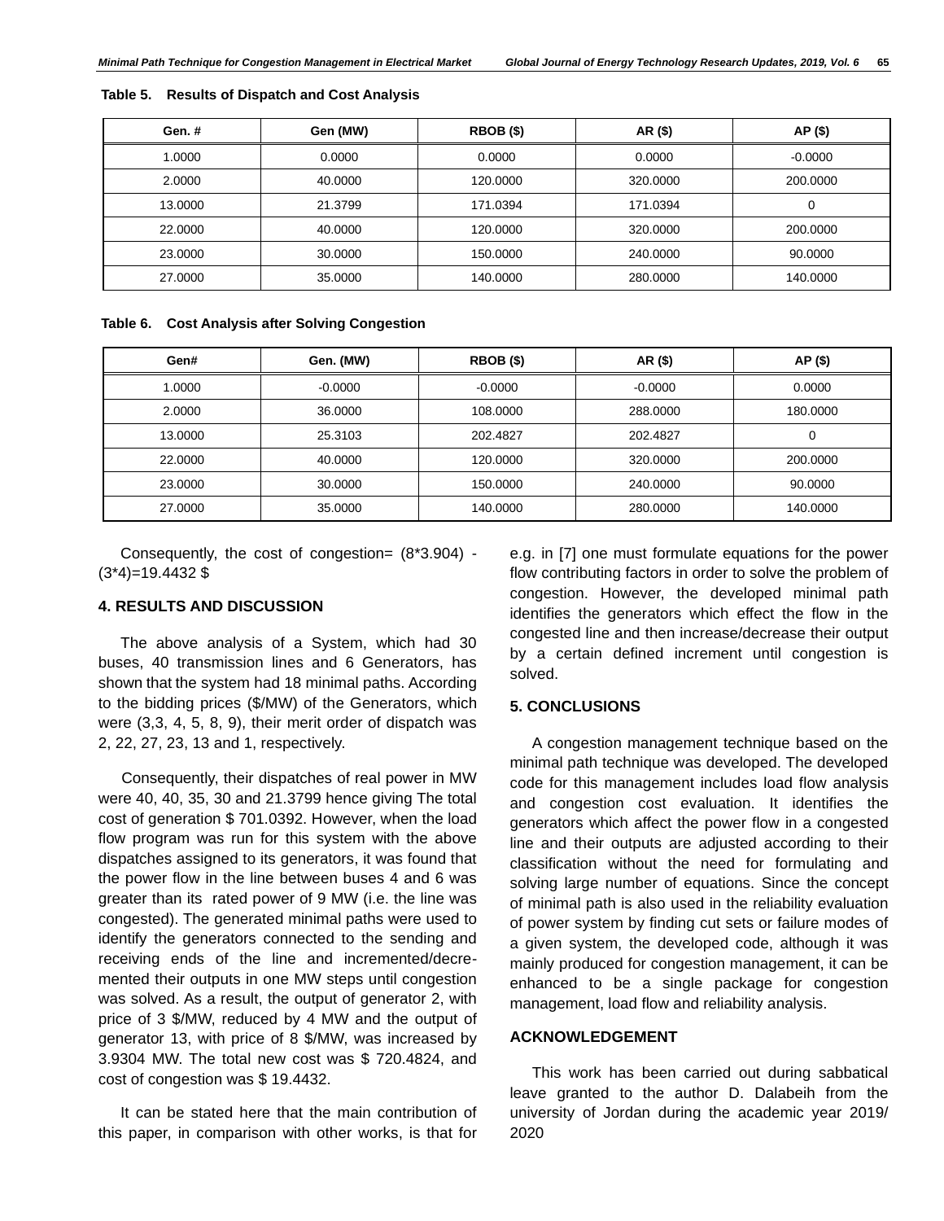**Table 5. Results of Dispatch and Cost Analysis**

| Gen. # | Gen (MW) | RBOB ($) | AR ($) | AP ($) |
|---|---|---|---|---|
| 1.0000 | 0.0000 | 0.0000 | 0.0000 | -0.0000 |
| 2.0000 | 40.0000 | 120.0000 | 320.0000 | 200.0000 |
| 13.0000 | 21.3799 | 171.0394 | 171.0394 | 0 |
| 22.0000 | 40.0000 | 120.0000 | 320.0000 | 200.0000 |
| 23.0000 | 30.0000 | 150.0000 | 240.0000 | 90.0000 |
| 27.0000 | 35.0000 | 140.0000 | 280.0000 | 140.0000 |

**Table 6. Cost Analysis after Solving Congestion**

| Gen# | Gen. (MW) | RBOB ($) | AR ($) | AP ($) |
|---|---|---|---|---|
| 1.0000 | -0.0000 | -0.0000 | -0.0000 | 0.0000 |
| 2.0000 | 36.0000 | 108.0000 | 288.0000 | 180.0000 |
| 13.0000 | 25.3103 | 202.4827 | 202.4827 | 0 |
| 22.0000 | 40.0000 | 120.0000 | 320.0000 | 200.0000 |
| 23.0000 | 30.0000 | 150.0000 | 240.0000 | 90.0000 |
| 27.0000 | 35.0000 | 140.0000 | 280.0000 | 140.0000 |

Consequently, the cost of congestion= (8*3.904) - (3*4)=19.4432 $

## 4. RESULTS AND DISCUSSION

The above analysis of a System, which had 30 buses, 40 transmission lines and 6 Generators, has shown that the system had 18 minimal paths. According to the bidding prices ($/MW) of the Generators, which were (3,3, 4, 5, 8, 9), their merit order of dispatch was 2, 22, 27, 23, 13 and 1, respectively.

Consequently, their dispatches of real power in MW were 40, 40, 35, 30 and 21.3799 hence giving The total cost of generation $ 701.0392. However, when the load flow program was run for this system with the above dispatches assigned to its generators, it was found that the power flow in the line between buses 4 and 6 was greater than its rated power of 9 MW (i.e. the line was congested). The generated minimal paths were used to identify the generators connected to the sending and receiving ends of the line and incremented/decremented their outputs in one MW steps until congestion was solved. As a result, the output of generator 2, with price of 3 $/MW, reduced by 4 MW and the output of generator 13, with price of 8 $/MW, was increased by 3.9304 MW. The total new cost was $ 720.4824, and cost of congestion was $ 19.4432.

It can be stated here that the main contribution of this paper, in comparison with other works, is that for e.g. in [7] one must formulate equations for the power flow contributing factors in order to solve the problem of congestion. However, the developed minimal path identifies the generators which effect the flow in the congested line and then increase/decrease their output by a certain defined increment until congestion is solved.

## 5. CONCLUSIONS

A congestion management technique based on the minimal path technique was developed. The developed code for this management includes load flow analysis and congestion cost evaluation. It identifies the generators which affect the power flow in a congested line and their outputs are adjusted according to their classification without the need for formulating and solving large number of equations. Since the concept of minimal path is also used in the reliability evaluation of power system by finding cut sets or failure modes of a given system, the developed code, although it was mainly produced for congestion management, it can be enhanced to be a single package for congestion management, load flow and reliability analysis.

## ACKNOWLEDGEMENT

This work has been carried out during sabbatical leave granted to the author D. Dalabeih from the university of Jordan during the academic year 2019/ 2020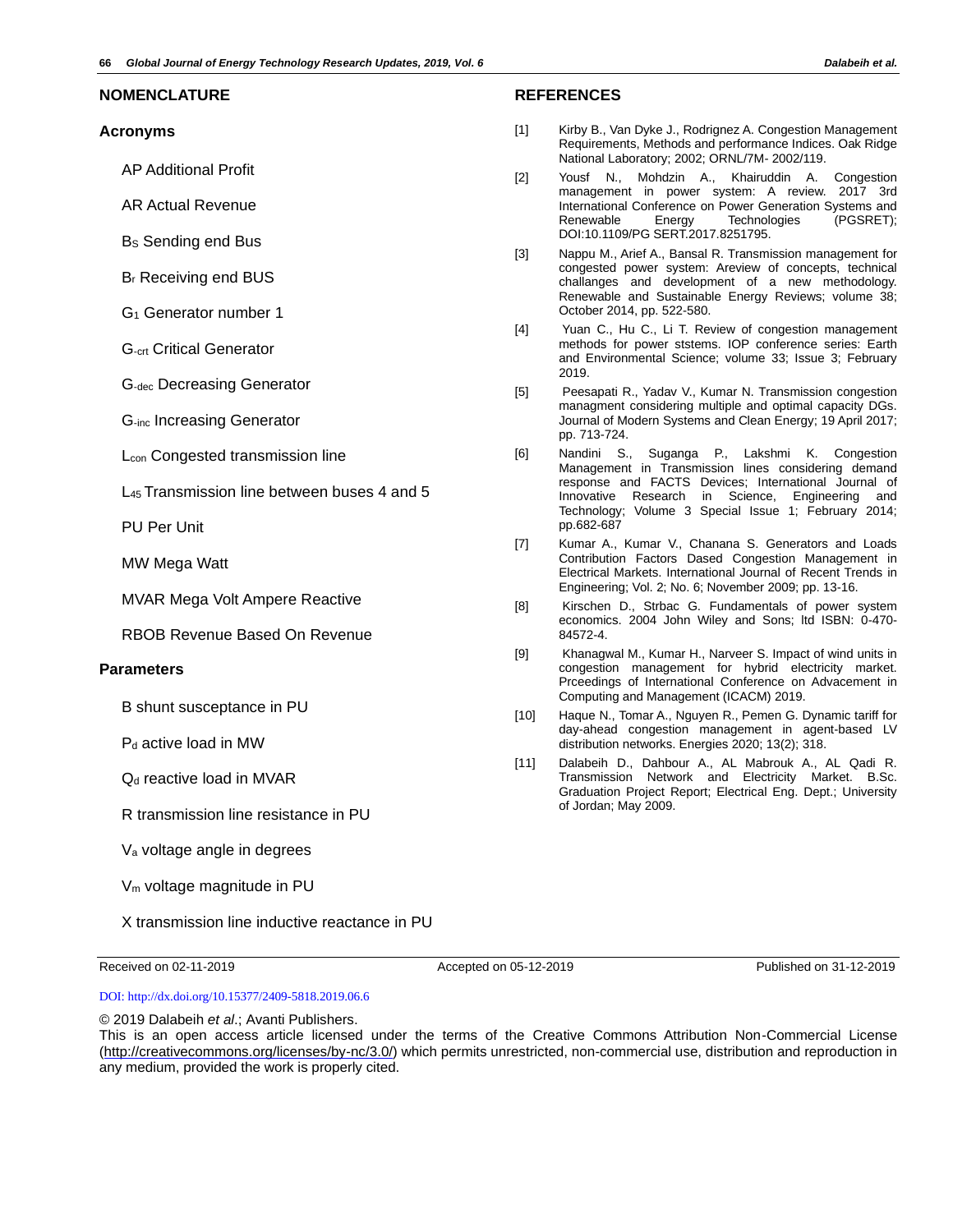## NOMENCLATURE

### Acronyms

AP Additional Profit

AR Actual Revenue

$B_S$ Sending end Bus

$B_r$ Receiving end BUS

$G_1$ Generator number 1

$G_{-crt}$ Critical Generator

$G_{-dec}$ Decreasing Generator

$G_{-inc}$ Increasing Generator

$L_{con}$ Congested transmission line

$L_{45}$ Transmission line between buses 4 and 5

PU Per Unit

MW Mega Watt

MVAR Mega Volt Ampere Reactive

RBOB Revenue Based On Revenue

### Parameters

B shunt susceptance in PU

$P_d$ active load in MW

$Q_d$ reactive load in MVAR

R transmission line resistance in PU

$V_a$ voltage angle in degrees

$V_m$ voltage magnitude in PU

X transmission line inductive reactance in PU

## REFERENCES

[1] Kirby B., Van Dyke J., Rodrignez A. Congestion Management Requirements, Methods and performance Indices. Oak Ridge National Laboratory; 2002; ORNL/7M- 2002/119.

[2] Yousf N., Mohdzin A., Khairuddin A. Congestion management in power system: A review. 2017 3rd International Conference on Power Generation Systems and Renewable Energy Technologies (PGSRET); DOI:10.1109/PG SERT.2017.8251795.

[3] Nappu M., Arief A., Bansal R. Transmission management for congested power system: Areview of concepts, technical challanges and development of a new methodology. Renewable and Sustainable Energy Reviews; volume 38; October 2014, pp. 522-580.

[4] Yuan C., Hu C., Li T. Review of congestion management methods for power ststems. IOP conference series: Earth and Environmental Science; volume 33; Issue 3; February 2019.

[5] Peesapati R., Yadav V., Kumar N. Transmission congestion managment considering multiple and optimal capacity DGs. Journal of Modern Systems and Clean Energy; 19 April 2017; pp. 713-724.

[6] Nandini S., Suganga P., Lakshmi K. Congestion Management in Transmission lines considering demand response and FACTS Devices; International Journal of Innovative Research in Science, Engineering and Technology; Volume 3 Special Issue 1; February 2014; pp.682-687

[7] Kumar A., Kumar V., Chanana S. Generators and Loads Contribution Factors Dased Congestion Management in Electrical Markets. International Journal of Recent Trends in Engineering; Vol. 2; No. 6; November 2009; pp. 13-16.

[8] Kirschen D., Strbac G. Fundamentals of power system economics. 2004 John Wiley and Sons; ltd ISBN: 0-470-84572-4.

[9] Khanagwal M., Kumar H., Narveer S. Impact of wind units in congestion management for hybrid electricity market. Prceedings of International Conference on Advancement in Computing and Management (ICACM) 2019.

[10] Haque N., Tomar A., Nguyen R., Pemen G. Dynamic tariff for day-ahead congestion management in agent-based LV distribution networks. Energies 2020; 13(2); 318.

[11] Dalabeih D., Dahbour A., AL Mabrouk A., AL Qadi R. Transmission Network and Electricity Market. B.Sc. Graduation Project Report; Electrical Eng. Dept.; University of Jordan; May 2009.

Received on 02-11-2019 Accepted on 05-12-2019 Published on 31-12-2019

DOI: http://dx.doi.org/10.15377/2409-5818.2019.06.6

© 2019 Dalabeih *et al*.; Avanti Publishers.

This is an open access article licensed under the terms of the Creative Commons Attribution Non-Commercial License (http://creativecommons.org/licenses/by-nc/3.0/) which permits unrestricted, non-commercial use, distribution and reproduction in any medium, provided the work is properly cited.